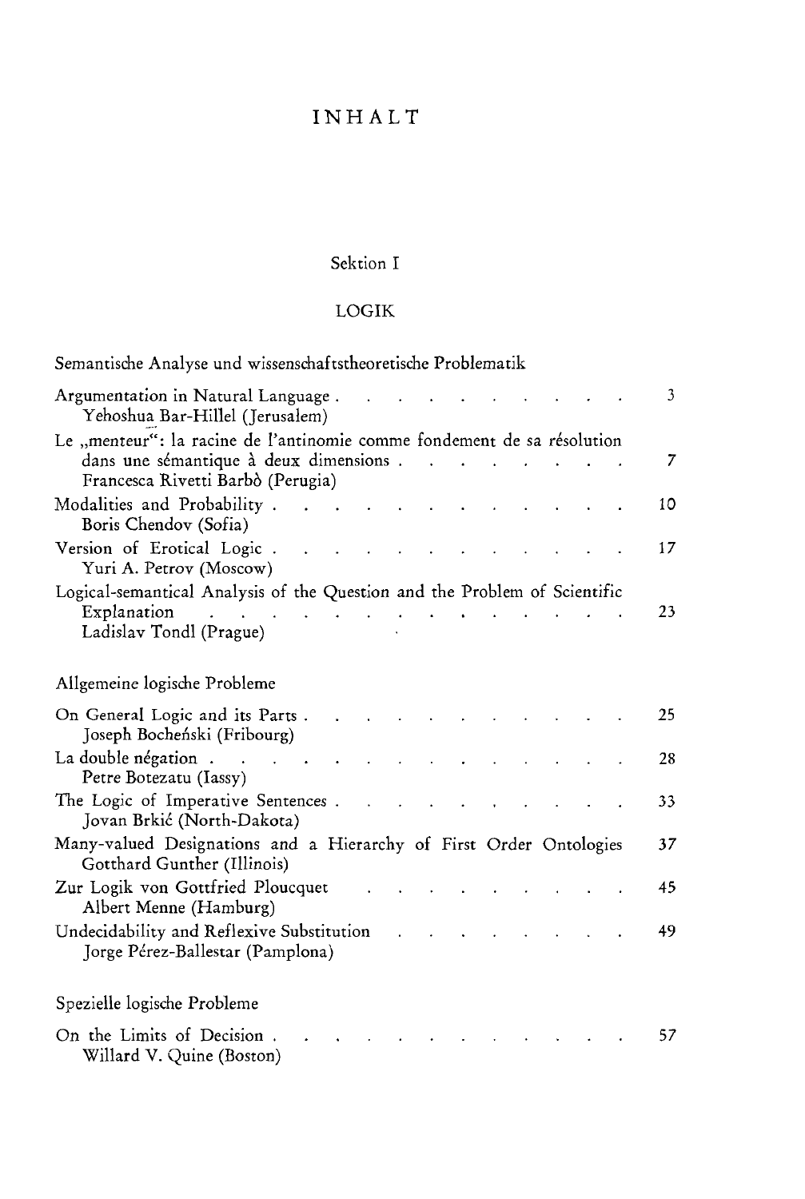# INHALT

## Sektion I

## LOGIK

### Semantische Analyse und wissenschaftstheoretische Problematik

| | |
|---|---|
| Argumentation in Natural Language<br>Yehoshua Bar-Hillel (Jerusalem) | 3 |
| Le „menteur“: la racine de l'antinomie comme fondement de sa résolution dans une sémantique à deux dimensions<br>Francesca Rivetti Barbò (Perugia) | 7 |
| Modalities and Probability<br>Boris Chendov (Sofia) | 10 |
| Version of Erotical Logic<br>Yuri A. Petrov (Moscow) | 17 |
| Logical-semantical Analysis of the Question and the Problem of Scientific Explanation<br>Ladislav Tondl (Prague) | 23 |

### Allgemeine logische Probleme

| | |
|---|---|
| On General Logic and its Parts<br>Joseph Bocheński (Fribourg) | 25 |
| La double négation<br>Petre Botezatu (Iassy) | 28 |
| The Logic of Imperative Sentences<br>Jovan Brkić (North-Dakota) | 33 |
| Many-valued Designations and a Hierarchy of First Order Ontologies<br>Gotthard Gunther (Illinois) | 37 |
| Zur Logik von Gottfried Ploucquet<br>Albert Menne (Hamburg) | 45 |
| Undecidability and Reflexive Substitution<br>Jorge Pérez-Ballestar (Pamplona) | 49 |

### Spezielle logische Probleme

| | |
|---|---|
| On the Limits of Decision<br>Willard V. Quine (Boston) | 57 |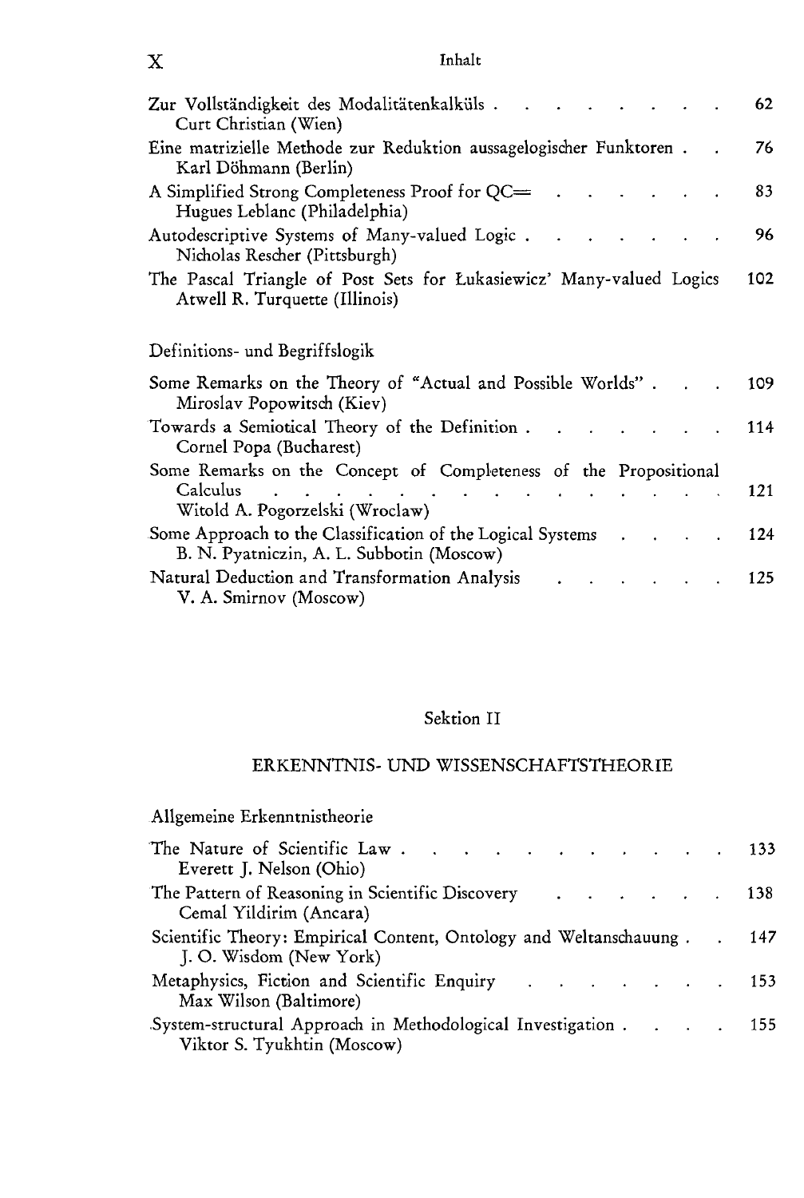Zur Vollständigkeit des Modalitätenkalküls . . . . . . . . . 62
Curt Christian (Wien)

Eine matrizielle Methode zur Reduktion aussagelogischer Funktoren . . 76
Karl Döhmann (Berlin)

A Simplified Strong Completeness Proof for QC= . . . . . . . 83
Hugues Leblanc (Philadelphia)

Autodescriptive Systems of Many-valued Logic . . . . . . . . 96
Nicholas Rescher (Pittsburgh)

The Pascal Triangle of Post Sets for Łukasiewicz' Many-valued Logics 102
Atwell R. Turquette (Illinois)

### Definitions- und Begriffslogik

Some Remarks on the Theory of "Actual and Possible Worlds" . . . 109
Miroslav Popowitsch (Kiev)

Towards a Semiotical Theory of the Definition . . . . . . . . 114
Cornel Popa (Bucharest)

Some Remarks on the Concept of Completeness of the Propositional Calculus . . . . . . . . . . . . . . . . 121
Witold A. Pogorzelski (Wroclaw)

Some Approach to the Classification of the Logical Systems . . . . 124
B. N. Pyatniczin, A. L. Subbotin (Moscow)

Natural Deduction and Transformation Analysis . . . . . . . 125
V. A. Smirnov (Moscow)

## Sektion II

## ERKENNTNIS- UND WISSENSCHAFTSTHEORIE

### Allgemeine Erkenntnistheorie

The Nature of Scientific Law . . . . . . . . . . . . . 133
Everett J. Nelson (Ohio)

The Pattern of Reasoning in Scientific Discovery . . . . . . . 138
Cemal Yildirim (Ancara)

Scientific Theory: Empirical Content, Ontology and Weltanschauung . . 147
J. O. Wisdom (New York)

Metaphysics, Fiction and Scientific Enquiry . . . . . . . . 153
Max Wilson (Baltimore)

System-structural Approach in Methodological Investigation . . . . 155
Viktor S. Tyukhtin (Moscow)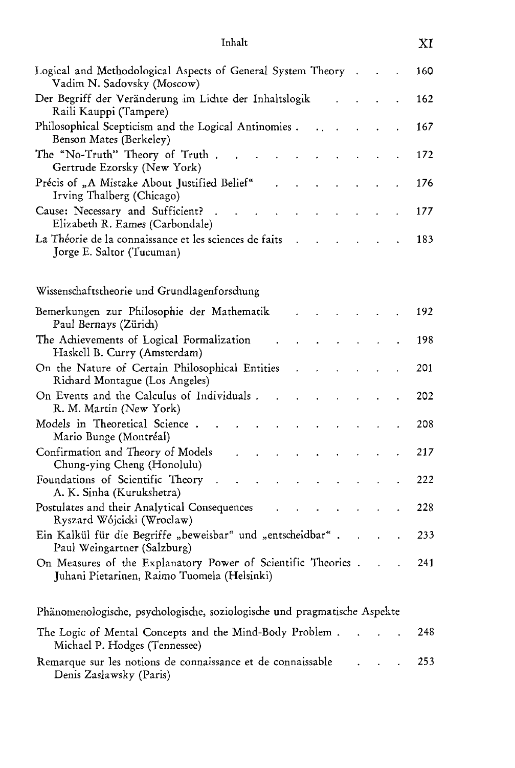Logical and Methodological Aspects of General System Theory . . . . 160
Vadim N. Sadovsky (Moscow)

Der Begriff der Veränderung im Lichte der Inhaltslogik . . . . . 162
Raili Kauppi (Tampere)

Philosophical Scepticism and the Logical Antinomies . . . . . . . 167
Benson Mates (Berkeley)

The "No-Truth" Theory of Truth . . . . . . . . . . . . 172
Gertrude Ezorsky (New York)

Précis of „A Mistake About Justified Belief" . . . . . . . . 176
Irving Thalberg (Chicago)

Cause: Necessary and Sufficient? . . . . . . . . . . . . 177
Elizabeth R. Eames (Carbondale)

La Théorie de la connaissance et les sciences de faits . . . . . . . 183
Jorge E. Saltor (Tucuman)

## Wissenschaftstheorie und Grundlagenforschung

Bemerkungen zur Philosophie der Mathematik . . . . . . . 192
Paul Bernays (Zürich)

The Achievements of Logical Formalization . . . . . . . . . 198
Haskell B. Curry (Amsterdam)

On the Nature of Certain Philosophical Entities . . . . . . . 201
Richard Montague (Los Angeles)

On Events and the Calculus of Individuals . . . . . . . . . 202
R. M. Martin (New York)

Models in Theoretical Science . . . . . . . . . . . . . 208
Mario Bunge (Montréal)

Confirmation and Theory of Models . . . . . . . . . . . 217
Chung-ying Cheng (Honolulu)

Foundations of Scientific Theory . . . . . . . . . . . . 222
A. K. Sinha (Kurukshetra)

Postulates and their Analytical Consequences . . . . . . . . 228
Ryszard Wójcicki (Wroclaw)

Ein Kalkül für die Begriffe „beweisbar" und „entscheidbar" . . . . 233
Paul Weingartner (Salzburg)

On Measures of the Explanatory Power of Scientific Theories . . . . 241
Juhani Pietarinen, Raimo Tuomela (Helsinki)

## Phänomenologische, psychologische, soziologische und pragmatische Aspekte

The Logic of Mental Concepts and the Mind-Body Problem . . . . 248
Michael P. Hodges (Tennessee)

Remarque sur les notions de connaissance et de connaissable . . . 253
Denis Zaslawsky (Paris)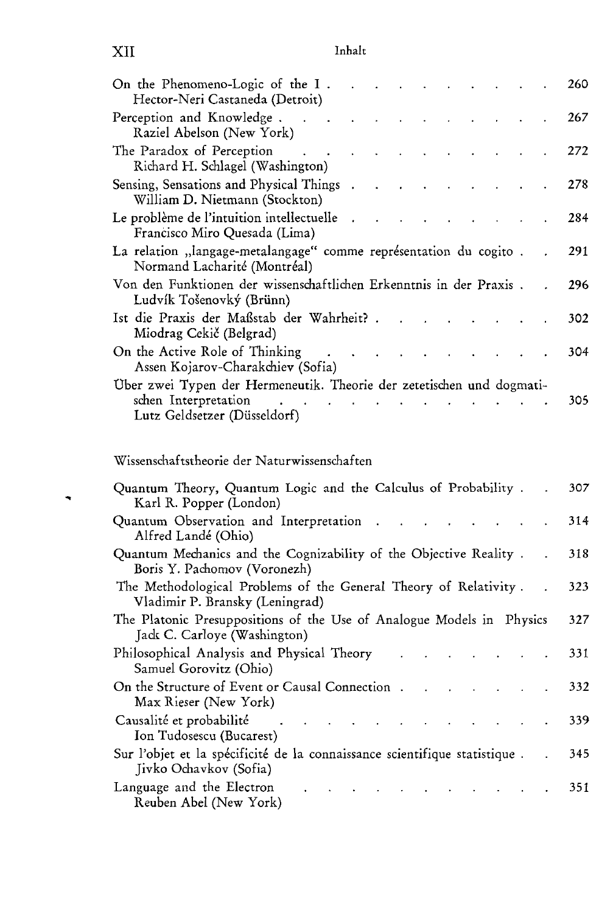On the Phenomeno-Logic of the I . . . . . . . . . . . . 260
Hector-Neri Castaneda (Detroit)

Perception and Knowledge . . . . . . . . . . . . 267
Raziel Abelson (New York)

The Paradox of Perception . . . . . . . . . . . . 272
Richard H. Schlagel (Washington)

Sensing, Sensations and Physical Things . . . . . . . . . . 278
William D. Nietmann (Stockton)

Le problème de l'intuition intellectuelle . . . . . . . . . . 284
Francisco Miro Quesada (Lima)

La relation „langage-metalangage" comme représentation du cogito . . 291
Normand Lacharité (Montréal)

Von den Funktionen der wissenschaftlichen Erkenntnis in der Praxis . . 296
Ludvík Tošenovký (Brünn)

Ist die Praxis der Maßstab der Wahrheit? . . . . . . . . 302
Miodrag Cekič (Belgrad)

On the Active Role of Thinking . . . . . . . . . . . 304
Assen Kojarov-Charakchiev (Sofia)

Über zwei Typen der Hermeneutik. Theorie der zetetischen und dogmatischen Interpretation . . . . . . . . . . . . . 305
Lutz Geldsetzer (Düsseldorf)

## Wissenschaftstheorie der Naturwissenschaften

Quantum Theory, Quantum Logic and the Calculus of Probability . . 307
Karl R. Popper (London)

Quantum Observation and Interpretation . . . . . . . . 314
Alfred Landé (Ohio)

Quantum Mechanics and the Cognizability of the Objective Reality . . 318
Boris Y. Pachomov (Voronezh)

The Methodological Problems of the General Theory of Relativity . . 323
Vladimir P. Bransky (Leningrad)

The Platonic Presuppositions of the Use of Analogue Models in Physics 327
Jack C. Carloye (Washington)

Philosophical Analysis and Physical Theory . . . . . . . 331
Samuel Gorovitz (Ohio)

On the Structure of Event or Causal Connection . . . . . . . 332
Max Rieser (New York)

Causalité et probabilité . . . . . . . . . . . . . 339
Ion Tudosescu (Bucarest)

Sur l'objet et la spécificité de la connaissance scientifique statistique . . 345
Jivko Ochavkov (Sofia)

Language and the Electron . . . . . . . . . . . . 351
Reuben Abel (New York)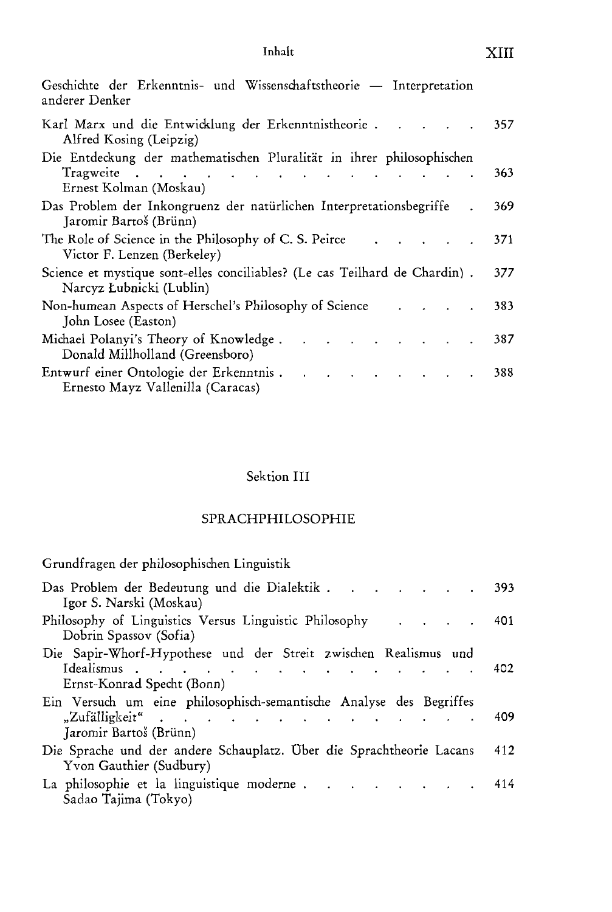Geschichte der Erkenntnis- und Wissenschaftstheorie — Interpretation anderer Denker

| | |
|---|---|
| Karl Marx und die Entwicklung der Erkenntnistheorie<br>Alfred Kosing (Leipzig) | 357 |
| Die Entdeckung der mathematischen Pluralität in ihrer philosophischen Tragweite<br>Ernest Kolman (Moskau) | 363 |
| Das Problem der Inkongruenz der natürlichen Interpretationsbegriffe<br>Jaromir Bartoš (Brünn) | 369 |
| The Role of Science in the Philosophy of C. S. Peirce<br>Victor F. Lenzen (Berkeley) | 371 |
| Science et mystique sont-elles conciliables? (Le cas Teilhard de Chardin)<br>Narcyz Łubnicki (Lublin) | 377 |
| Non-humean Aspects of Herschel's Philosophy of Science<br>John Losee (Easton) | 383 |
| Michael Polanyi's Theory of Knowledge<br>Donald Millholland (Greensboro) | 387 |
| Entwurf einer Ontologie der Erkenntnis<br>Ernesto Mayz Vallenilla (Caracas) | 388 |

## Sektion III

## SPRACHPHILOSOPHIE

Grundfragen der philosophischen Linguistik

| | |
|---|---|
| Das Problem der Bedeutung und die Dialektik<br>Igor S. Narski (Moskau) | 393 |
| Philosophy of Linguistics Versus Linguistic Philosophy<br>Dobrin Spassov (Sofia) | 401 |
| Die Sapir-Whorf-Hypothese und der Streit zwischen Realismus und Idealismus<br>Ernst-Konrad Specht (Bonn) | 402 |
| Ein Versuch um eine philosophisch-semantische Analyse des Begriffes „Zufälligkeit"<br>Jaromir Bartoš (Brünn) | 409 |
| Die Sprache und der andere Schauplatz. Über die Sprachtheorie Lacans<br>Yvon Gauthier (Sudbury) | 412 |
| La philosophie et la linguistique moderne<br>Sadao Tajima (Tokyo) | 414 |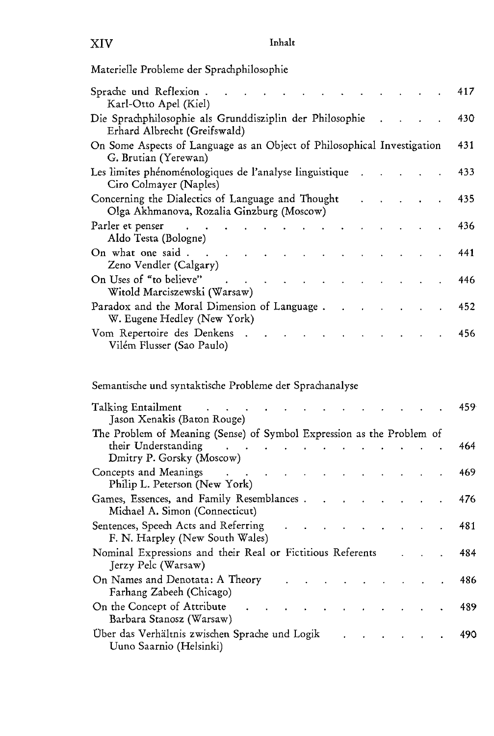## Materielle Probleme der Sprachphilosophie

| | |
|---|---|
| Sprache und Reflexion<br>Karl-Otto Apel (Kiel) | 417 |
| Die Sprachphilosophie als Grunddisziplin der Philosophie<br>Erhard Albrecht (Greifswald) | 430 |
| On Some Aspects of Language as an Object of Philosophical Investigation<br>G. Brutian (Yerewan) | 431 |
| Les limites phénoménologiques de l'analyse linguistique<br>Ciro Colmayer (Naples) | 433 |
| Concerning the Dialectics of Language and Thought<br>Olga Akhmanova, Rozalia Ginzburg (Moscow) | 435 |
| Parler et penser<br>Aldo Testa (Bologne) | 436 |
| On what one said<br>Zeno Vendler (Calgary) | 441 |
| On Uses of "to believe"<br>Witold Marciszewski (Warsaw) | 446 |
| Paradox and the Moral Dimension of Language<br>W. Eugene Hedley (New York) | 452 |
| Vom Repertoire des Denkens<br>Vilém Flusser (Sao Paulo) | 456 |

## Semantische und syntaktische Probleme der Sprachanalyse

| | |
|---|---|
| Talking Entailment<br>Jason Xenakis (Baton Rouge) | 459 |
| The Problem of Meaning (Sense) of Symbol Expression as the Problem of their Understanding<br>Dmitry P. Gorsky (Moscow) | 464 |
| Concepts and Meanings<br>Philip L. Peterson (New York) | 469 |
| Games, Essences, and Family Resemblances<br>Michael A. Simon (Connecticut) | 476 |
| Sentences, Speech Acts and Referring<br>F. N. Harpley (New South Wales) | 481 |
| Nominal Expressions and their Real or Fictitious Referents<br>Jerzy Pelc (Warsaw) | 484 |
| On Names and Denotata: A Theory<br>Farhang Zabeeh (Chicago) | 486 |
| On the Concept of Attribute<br>Barbara Stanosz (Warsaw) | 489 |
| Über das Verhältnis zwischen Sprache und Logik<br>Uuno Saarnio (Helsinki) | 490 |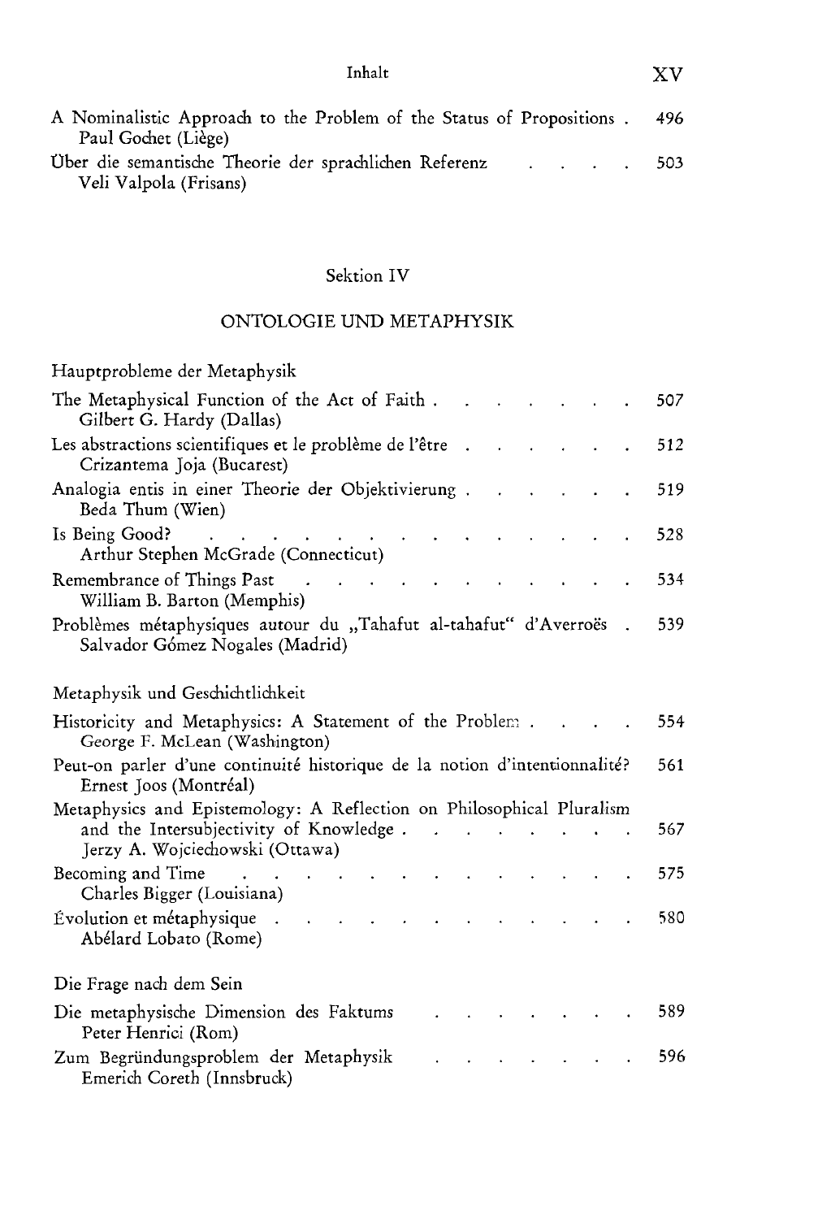A Nominalistic Approach to the Problem of the Status of Propositions . 496
Paul Gochet (Liège)

Über die semantische Theorie der sprachlichen Referenz . . . . 503
Veli Valpola (Frisans)

## Sektion IV

## ONTOLOGIE UND METAPHYSIK

### Hauptprobleme der Metaphysik

The Metaphysical Function of the Act of Faith . . . . . . . . 507
Gilbert G. Hardy (Dallas)

Les abstractions scientifiques et le problème de l'être . . . . . . . 512
Crizantema Joja (Bucarest)

Analogia entis in einer Theorie der Objektivierung . . . . . . . 519
Beda Thum (Wien)

Is Being Good? . . . . . . . . . . . . . . . . 528
Arthur Stephen McGrade (Connecticut)

Remembrance of Things Past . . . . . . . . . . . . . 534
William B. Barton (Memphis)

Problèmes métaphysiques autour du „Tahafut al-tahafut" d'Averroës . 539
Salvador Gómez Nogales (Madrid)

### Metaphysik und Geschichtlichkeit

Historicity and Metaphysics: A Statement of the Problem . . . . . 554
George F. McLean (Washington)

Peut-on parler d'une continuité historique de la notion d'intentionnalité? 561
Ernest Joos (Montréal)

Metaphysics and Epistemology: A Reflection on Philosophical Pluralism and the Intersubjectivity of Knowledge . . . . . . . . . 567
Jerzy A. Wojciechowski (Ottawa)

Becoming and Time . . . . . . . . . . . . . . . 575
Charles Bigger (Louisiana)

Évolution et métaphysique . . . . . . . . . . . . . 580
Abélard Lobato (Rome)

### Die Frage nach dem Sein

Die metaphysische Dimension des Faktums . . . . . . . . 589
Peter Henrici (Rom)

Zum Begründungsproblem der Metaphysik . . . . . . . . 596
Emerich Coreth (Innsbruck)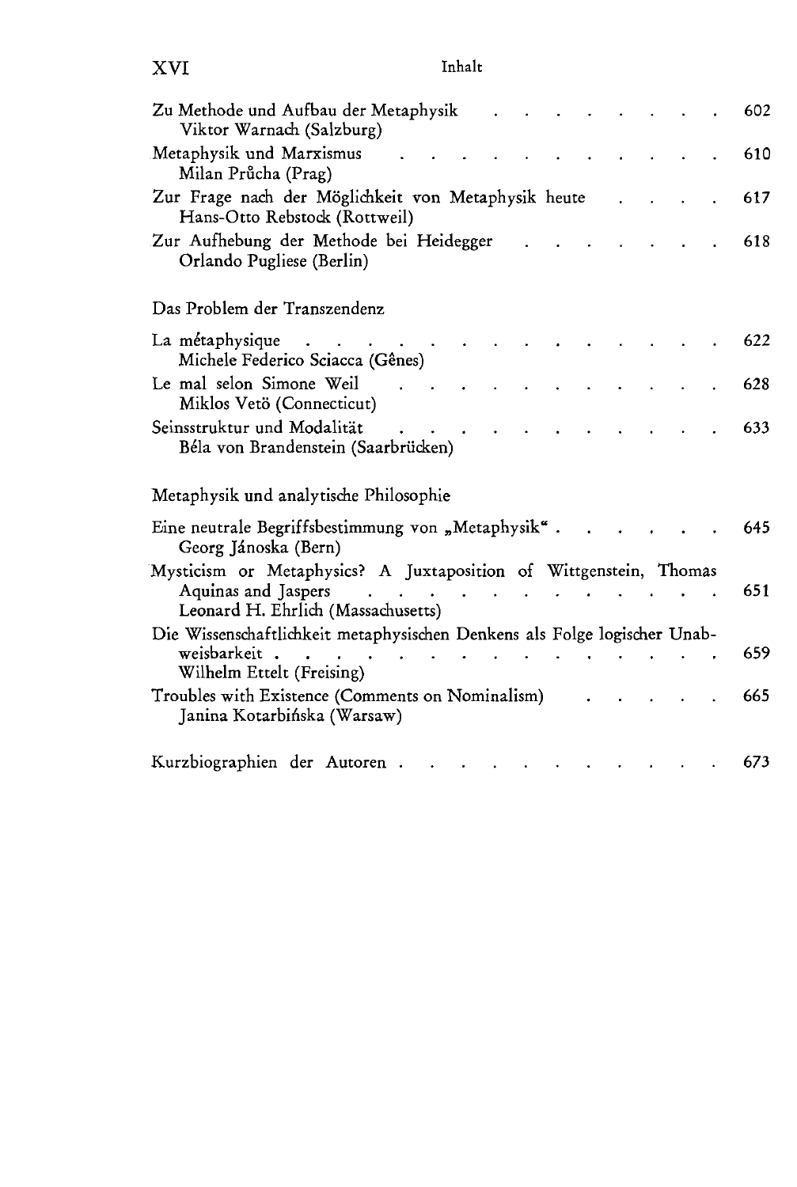Zu Methode und Aufbau der Metaphysik . . . . . . . . . . 602
Viktor Warnach (Salzburg)

Metaphysik und Marxismus . . . . . . . . . . . . . 610
Milan Průcha (Prag)

Zur Frage nach der Möglichkeit von Metaphysik heute . . . . 617
Hans-Otto Rebstock (Rottweil)

Zur Aufhebung der Methode bei Heidegger . . . . . . . . 618
Orlando Pugliese (Berlin)

## Das Problem der Transzendenz

La métaphysique . . . . . . . . . . . . . . . . 622
Michele Federico Sciacca (Gênes)

Le mal selon Simone Weil . . . . . . . . . . . . 628
Miklos Vetö (Connecticut)

Seinsstruktur und Modalität . . . . . . . . . . . . 633
Béla von Brandenstein (Saarbrücken)

## Metaphysik und analytische Philosophie

Eine neutrale Begriffsbestimmung von „Metaphysik" . . . . . . 645
Georg Jánoska (Bern)

Mysticism or Metaphysics? A Juxtaposition of Wittgenstein, Thomas Aquinas and Jaspers . . . . . . . . . . . . . . 651
Leonard H. Ehrlich (Massachusetts)

Die Wissenschaftlichkeit metaphysischen Denkens als Folge logischer Unabweisbarkeit . . . . . . . . . . . . . . . . 659
Wilhelm Ettelt (Freising)

Troubles with Existence (Comments on Nominalism) . . . . . 665
Janina Kotarbińska (Warsaw)

Kurzbiographien der Autoren . . . . . . . . . . . . 673